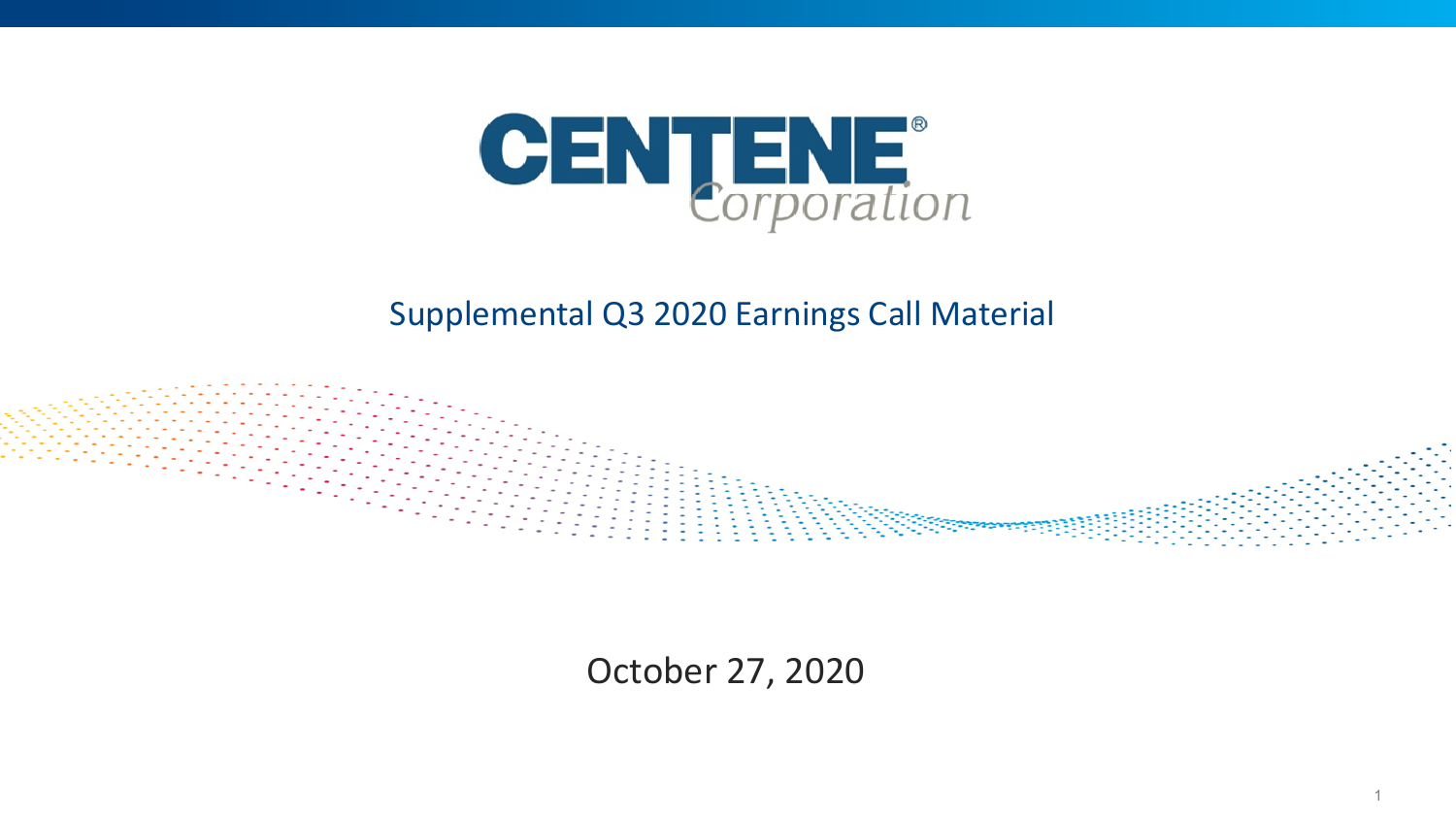# CENTENE Corporation

## Supplemental Q3 2020 Earnings Call Material

October 27, 2020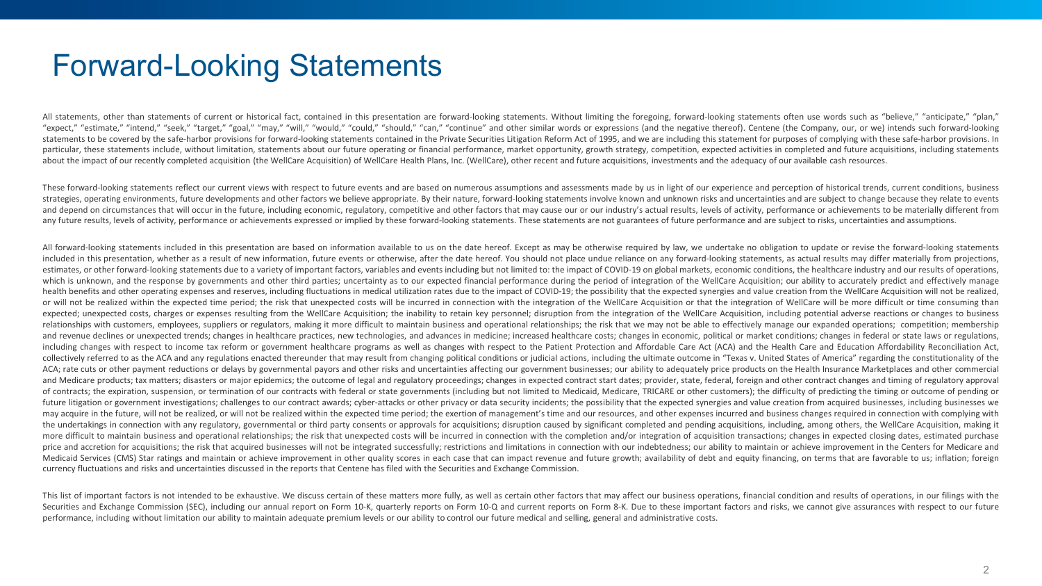# Forward-Looking Statements

All statements, other than statements of current or historical fact, contained in this presentation are forward-looking statements. Without limiting the foregoing, forward-looking statements often use words such as "believe," "anticipate," "plan," "expect," "estimate," "intend," "seek," "target," "goal," "may," "will," "would," "could," "should," "can," "continue" and other similar words or expressions (and the negative thereof). Centene (the Company, our, or we) intends such forward-looking statements to be covered by the safe-harbor provisions for forward-looking statements contained in the Private Securities Litigation Reform Act of 1995, and we are including this statement for purposes of complying with these safe-harbor provisions. In particular, these statements include, without limitation, statements about our future operating or financial performance, market opportunity, growth strategy, competition, expected activities in completed and future acquisitions, including statements about the impact of our recently completed acquisition (the WellCare Acquisition) of WellCare Health Plans, Inc. (WellCare), other recent and future acquisitions, investments and the adequacy of our available cash resources.

These forward-looking statements reflect our current views with respect to future events and are based on numerous assumptions and assessments made by us in light of our experience and perception of historical trends, current conditions, business strategies, operating environments, future developments and other factors we believe appropriate. By their nature, forward-looking statements involve known and unknown risks and uncertainties and are subject to change because they relate to events and depend on circumstances that will occur in the future, including economic, regulatory, competitive and other factors that may cause our or our industry's actual results, levels of activity, performance or achievements to be materially different from any future results, levels of activity, performance or achievements expressed or implied by these forward-looking statements. These statements are not guarantees of future performance and are subject to risks, uncertainties and assumptions.

All forward-looking statements included in this presentation are based on information available to us on the date hereof. Except as may be otherwise required by law, we undertake no obligation to update or revise the forward-looking statements included in this presentation, whether as a result of new information, future events or otherwise, after the date hereof. You should not place undue reliance on any forward-looking statements, as actual results may differ materially from projections, estimates, or other forward-looking statements due to a variety of important factors, variables and events including but not limited to: the impact of COVID-19 on global markets, economic conditions, the healthcare industry and our results of operations, which is unknown, and the response by governments and other third parties; uncertainty as to our expected financial performance during the period of integration of the WellCare Acquisition; our ability to accurately predict and effectively manage health benefits and other operating expenses and reserves, including fluctuations in medical utilization rates due to the impact of COVID-19; the possibility that the expected synergies and value creation from the WellCare Acquisition will not be realized, or will not be realized within the expected time period; the risk that unexpected costs will be incurred in connection with the integration of the WellCare Acquisition or that the integration of WellCare will be more difficult or time consuming than expected; unexpected costs, charges or expenses resulting from the WellCare Acquisition; the inability to retain key personnel; disruption from the integration of the WellCare Acquisition, including potential adverse reactions or changes to business relationships with customers, employees, suppliers or regulators, making it more difficult to maintain business and operational relationships; the risk that we may not be able to effectively manage our expanded operations; competition; membership and revenue declines or unexpected trends; changes in healthcare practices, new technologies, and advances in medicine; increased healthcare costs; changes in economic, political or market conditions; changes in federal or state laws or regulations, including changes with respect to income tax reform or government healthcare programs as well as changes with respect to the Patient Protection and Affordable Care Act (ACA) and the Health Care and Education Affordability Reconciliation Act, collectively referred to as the ACA and any regulations enacted thereunder that may result from changing political conditions or judicial actions, including the ultimate outcome in "Texas v. United States of America" regarding the constitutionality of the ACA; rate cuts or other payment reductions or delays by governmental payors and other risks and uncertainties affecting our government businesses; our ability to adequately price products on the Health Insurance Marketplaces and other commercial and Medicare products; tax matters; disasters or major epidemics; the outcome of legal and regulatory proceedings; changes in expected contract start dates; provider, state, federal, foreign and other contract changes and timing of regulatory approval of contracts; the expiration, suspension, or termination of our contracts with federal or state governments (including but not limited to Medicaid, Medicare, TRICARE or other customers); the difficulty of predicting the timing or outcome of pending or future litigation or government investigations; challenges to our contract awards; cyber-attacks or other privacy or data security incidents; the possibility that the expected synergies and value creation from acquired businesses, including businesses we may acquire in the future, will not be realized, or will not be realized within the expected time period; the exertion of management's time and our resources, and other expenses incurred and business changes required in connection with complying with the undertakings in connection with any regulatory, governmental or third party consents or approvals for acquisitions; disruption caused by significant completed and pending acquisitions, including, among others, the WellCare Acquisition, making it more difficult to maintain business and operational relationships; the risk that unexpected costs will be incurred in connection with the completion and/or integration of acquisition transactions; changes in expected closing dates, estimated purchase price and accretion for acquisitions; the risk that acquired businesses will not be integrated successfully; restrictions and limitations in connection with our indebtedness; our ability to maintain or achieve improvement in the Centers for Medicare and Medicaid Services (CMS) Star ratings and maintain or achieve improvement in other quality scores in each case that can impact revenue and future growth; availability of debt and equity financing, on terms that are favorable to us; inflation; foreign currency fluctuations and risks and uncertainties discussed in the reports that Centene has filed with the Securities and Exchange Commission.

This list of important factors is not intended to be exhaustive. We discuss certain of these matters more fully, as well as certain other factors that may affect our business operations, financial condition and results of operations, in our filings with the Securities and Exchange Commission (SEC), including our annual report on Form 10-K, quarterly reports on Form 10-Q and current reports on Form 8-K. Due to these important factors and risks, we cannot give assurances with respect to our future performance, including without limitation our ability to maintain adequate premium levels or our ability to control our future medical and selling, general and administrative costs.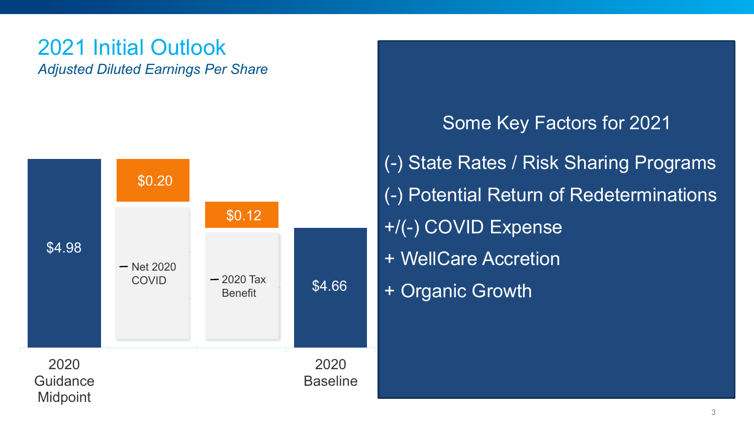# 2021 Initial Outlook

*Adjusted Diluted Earnings Per Share*

| 2020 Guidance Midpoint | – Net 2020 COVID | – 2020 Tax Benefit | 2020 Baseline |
|---|---|---|---|
| $4.98 | $0.20 | $0.12 | $4.66 |

## Some Key Factors for 2021

- (-) State Rates / Risk Sharing Programs
- (-) Potential Return of Redeterminations
- +/(-) COVID Expense
- + WellCare Accretion
- + Organic Growth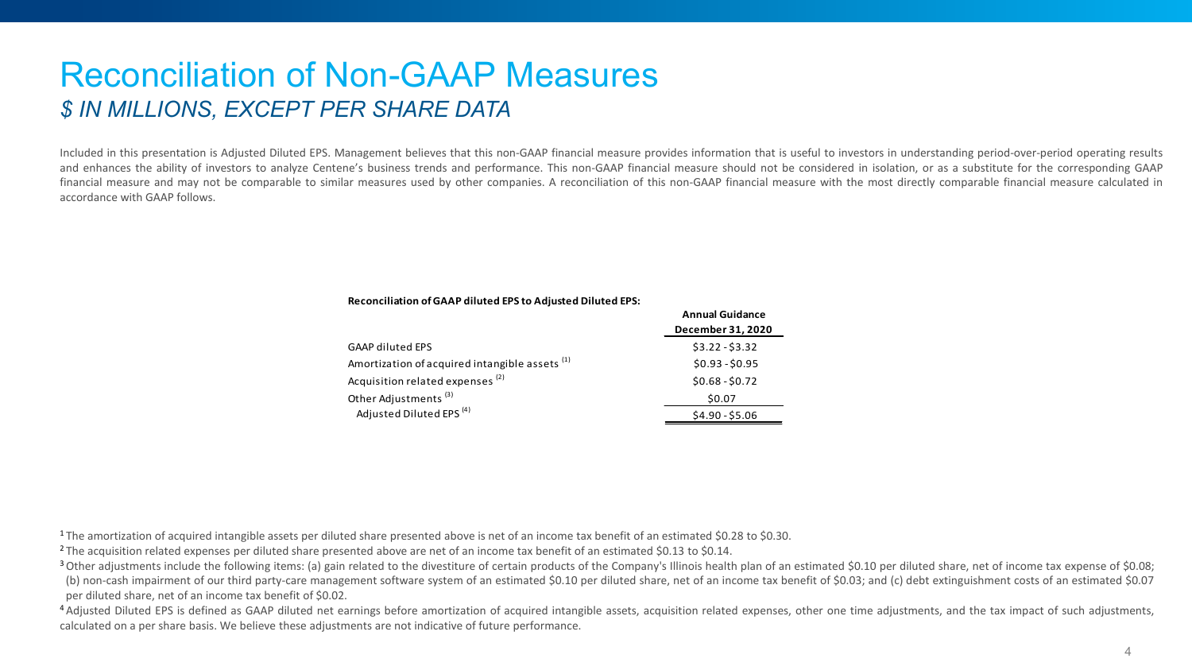# Reconciliation of Non-GAAP Measures

## *$ IN MILLIONS, EXCEPT PER SHARE DATA*

Included in this presentation is Adjusted Diluted EPS. Management believes that this non-GAAP financial measure provides information that is useful to investors in understanding period-over-period operating results and enhances the ability of investors to analyze Centene's business trends and performance. This non-GAAP financial measure should not be considered in isolation, or as a substitute for the corresponding GAAP financial measure and may not be comparable to similar measures used by other companies. A reconciliation of this non-GAAP financial measure with the most directly comparable financial measure calculated in accordance with GAAP follows.

**Reconciliation of GAAP diluted EPS to Adjusted Diluted EPS:**

| | Annual Guidance December 31, 2020 |
|---|---|
| GAAP diluted EPS | $3.22 - $3.32 |
| Amortization of acquired intangible assets [(1)] | $0.93 - $0.95 |
| Acquisition related expenses [(2)] | $0.68 - $0.72 |
| Other Adjustments [(3)] | $0.07 |
| Adjusted Diluted EPS [(4)] | $4.90 - $5.06 |

[1] The amortization of acquired intangible assets per diluted share presented above is net of an income tax benefit of an estimated $0.28 to $0.30.

[2] The acquisition related expenses per diluted share presented above are net of an income tax benefit of an estimated $0.13 to $0.14.

[3] Other adjustments include the following items: (a) gain related to the divestiture of certain products of the Company's Illinois health plan of an estimated $0.10 per diluted share, net of income tax expense of $0.08; (b) non-cash impairment of our third party-care management software system of an estimated $0.10 per diluted share, net of an income tax benefit of $0.03; and (c) debt extinguishment costs of an estimated $0.07 per diluted share, net of an income tax benefit of $0.02.

[4] Adjusted Diluted EPS is defined as GAAP diluted net earnings before amortization of acquired intangible assets, acquisition related expenses, other one time adjustments, and the tax impact of such adjustments, calculated on a per share basis. We believe these adjustments are not indicative of future performance.